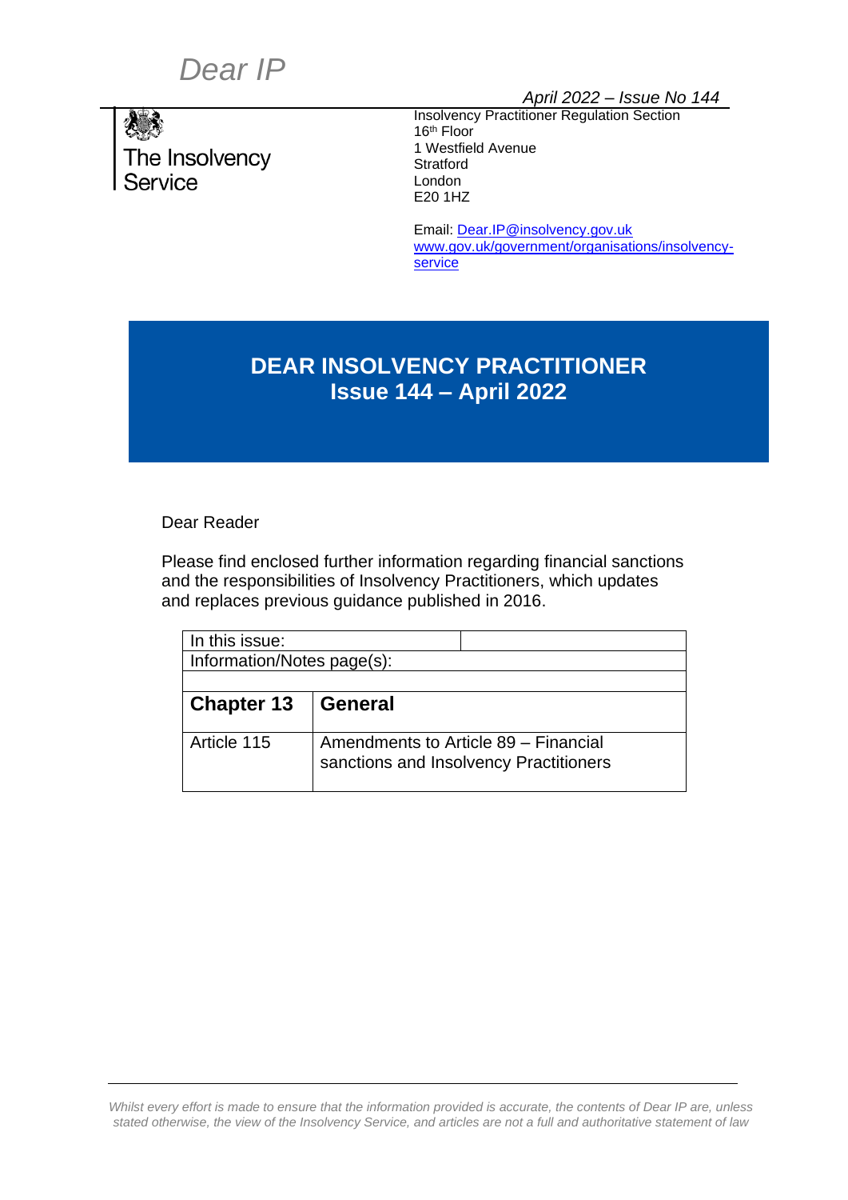# Dear IP

*April 2022 – Issue No 144*

The Insolvency Service

Insolvency Practitioner Regulation Section
16th Floor
1 Westfield Avenue
Stratford
London
E20 1HZ

Email: Dear.IP@insolvency.gov.uk
www.gov.uk/government/organisations/insolvency-service

## DEAR INSOLVENCY PRACTITIONER
## Issue 144 – April 2022

Dear Reader

Please find enclosed further information regarding financial sanctions and the responsibilities of Insolvency Practitioners, which updates and replaces previous guidance published in 2016.

| In this issue: | |
|---|---|
| Information/Notes page(s): | |
| | |
| **Chapter 13** | **General** |
| Article 115 | Amendments to Article 89 – Financial sanctions and Insolvency Practitioners |

*Whilst every effort is made to ensure that the information provided is accurate, the contents of Dear IP are, unless stated otherwise, the view of the Insolvency Service, and articles are not a full and authoritative statement of law*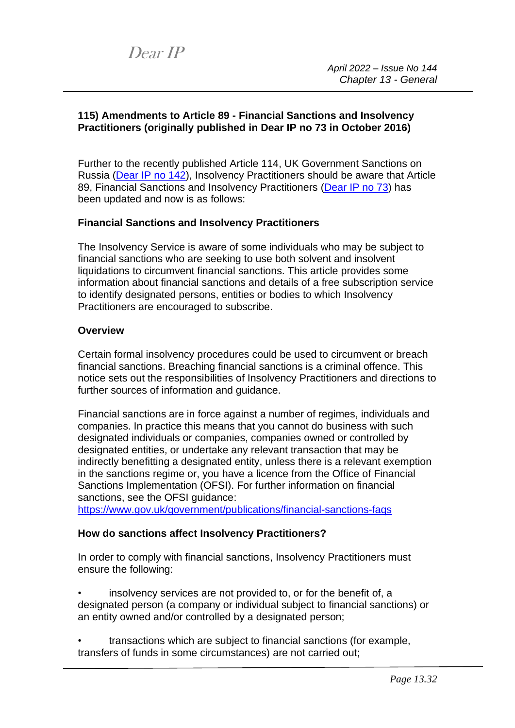**115) Amendments to Article 89 - Financial Sanctions and Insolvency Practitioners (originally published in Dear IP no 73 in October 2016)**

Further to the recently published Article 114, UK Government Sanctions on Russia (Dear IP no 142), Insolvency Practitioners should be aware that Article 89, Financial Sanctions and Insolvency Practitioners (Dear IP no 73) has been updated and now is as follows:

**Financial Sanctions and Insolvency Practitioners**

The Insolvency Service is aware of some individuals who may be subject to financial sanctions who are seeking to use both solvent and insolvent liquidations to circumvent financial sanctions. This article provides some information about financial sanctions and details of a free subscription service to identify designated persons, entities or bodies to which Insolvency Practitioners are encouraged to subscribe.

**Overview**

Certain formal insolvency procedures could be used to circumvent or breach financial sanctions. Breaching financial sanctions is a criminal offence. This notice sets out the responsibilities of Insolvency Practitioners and directions to further sources of information and guidance.

Financial sanctions are in force against a number of regimes, individuals and companies. In practice this means that you cannot do business with such designated individuals or companies, companies owned or controlled by designated entities, or undertake any relevant transaction that may be indirectly benefitting a designated entity, unless there is a relevant exemption in the sanctions regime or, you have a licence from the Office of Financial Sanctions Implementation (OFSI). For further information on financial sanctions, see the OFSI guidance:
https://www.gov.uk/government/publications/financial-sanctions-faqs

**How do sanctions affect Insolvency Practitioners?**

In order to comply with financial sanctions, Insolvency Practitioners must ensure the following:

- insolvency services are not provided to, or for the benefit of, a designated person (a company or individual subject to financial sanctions) or an entity owned and/or controlled by a designated person;
- transactions which are subject to financial sanctions (for example, transfers of funds in some circumstances) are not carried out;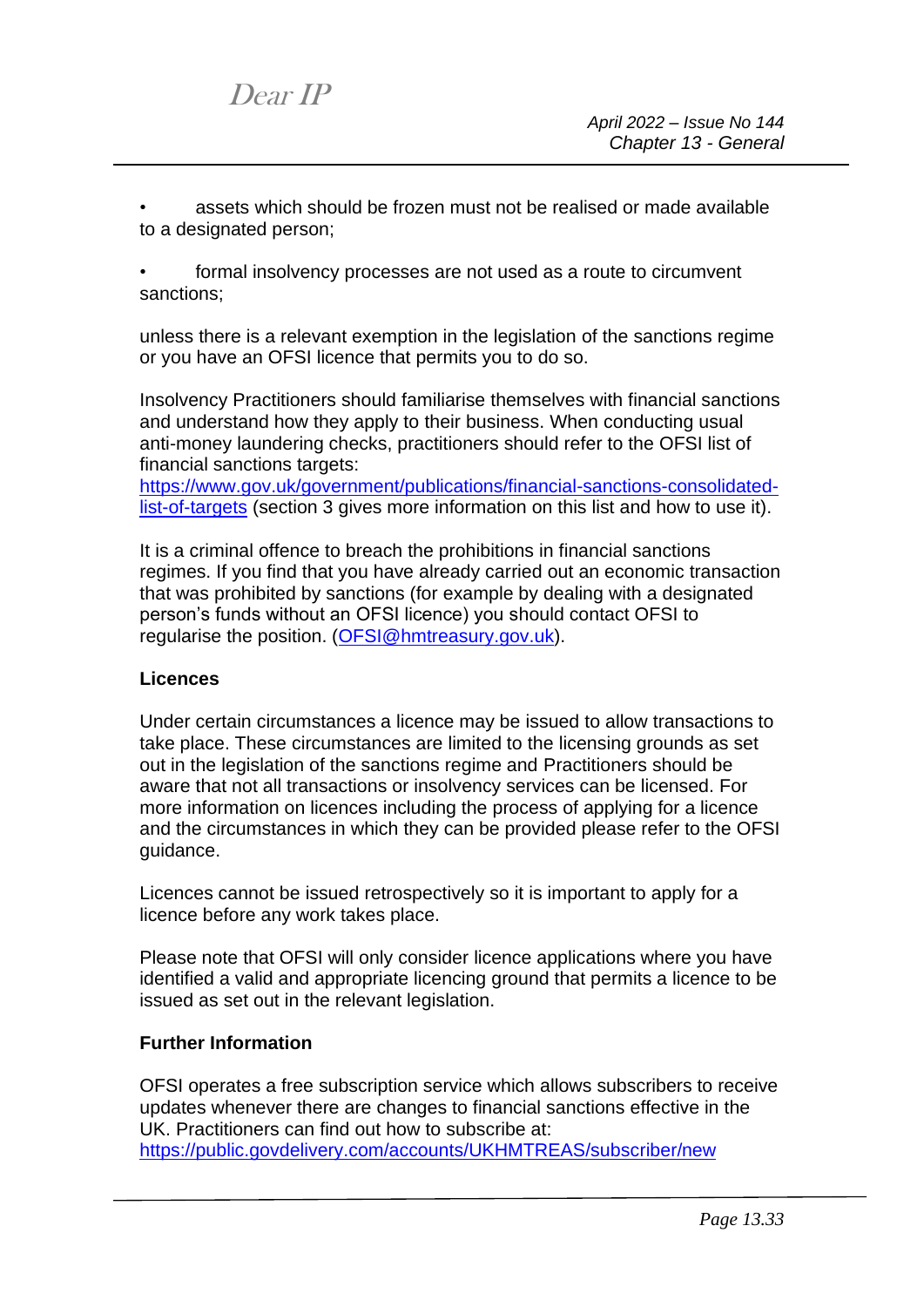- assets which should be frozen must not be realised or made available to a designated person;

- formal insolvency processes are not used as a route to circumvent sanctions;

unless there is a relevant exemption in the legislation of the sanctions regime or you have an OFSI licence that permits you to do so.

Insolvency Practitioners should familiarise themselves with financial sanctions and understand how they apply to their business. When conducting usual anti-money laundering checks, practitioners should refer to the OFSI list of financial sanctions targets: [https://www.gov.uk/government/publications/financial-sanctions-consolidated-list-of-targets](https://www.gov.uk/government/publications/financial-sanctions-consolidated-list-of-targets) (section 3 gives more information on this list and how to use it).

It is a criminal offence to breach the prohibitions in financial sanctions regimes. If you find that you have already carried out an economic transaction that was prohibited by sanctions (for example by dealing with a designated person's funds without an OFSI licence) you should contact OFSI to regularise the position. ([OFSI@hmtreasury.gov.uk](mailto:OFSI@hmtreasury.gov.uk)).

**Licences**

Under certain circumstances a licence may be issued to allow transactions to take place. These circumstances are limited to the licensing grounds as set out in the legislation of the sanctions regime and Practitioners should be aware that not all transactions or insolvency services can be licensed. For more information on licences including the process of applying for a licence and the circumstances in which they can be provided please refer to the OFSI guidance.

Licences cannot be issued retrospectively so it is important to apply for a licence before any work takes place.

Please note that OFSI will only consider licence applications where you have identified a valid and appropriate licencing ground that permits a licence to be issued as set out in the relevant legislation.

**Further Information**

OFSI operates a free subscription service which allows subscribers to receive updates whenever there are changes to financial sanctions effective in the UK. Practitioners can find out how to subscribe at: [https://public.govdelivery.com/accounts/UKHMTREAS/subscriber/new](https://public.govdelivery.com/accounts/UKHMTREAS/subscriber/new)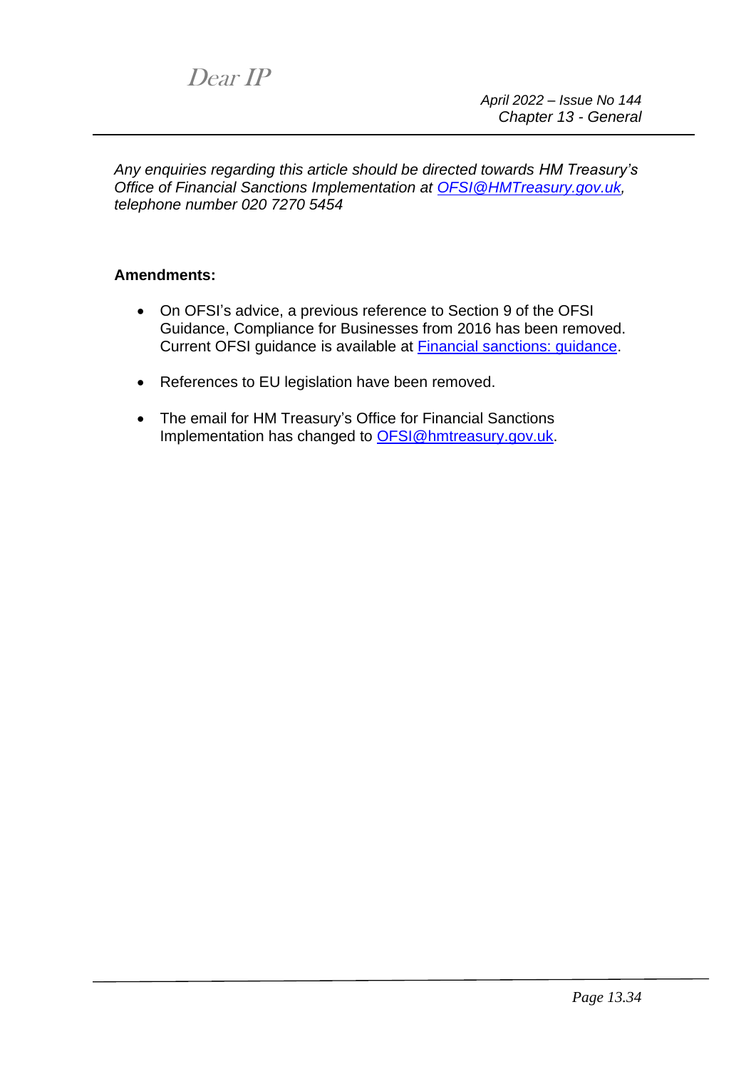*Any enquiries regarding this article should be directed towards HM Treasury's Office of Financial Sanctions Implementation at [OFSI@HMTreasury.gov.uk](mailto:OFSI@HMTreasury.gov.uk), telephone number 020 7270 5454*

**Amendments:**

- On OFSI's advice, a previous reference to Section 9 of the OFSI Guidance, Compliance for Businesses from 2016 has been removed. Current OFSI guidance is available at [Financial sanctions: guidance]().
- References to EU legislation have been removed.
- The email for HM Treasury's Office for Financial Sanctions Implementation has changed to [OFSI@hmtreasury.gov.uk](mailto:OFSI@hmtreasury.gov.uk).